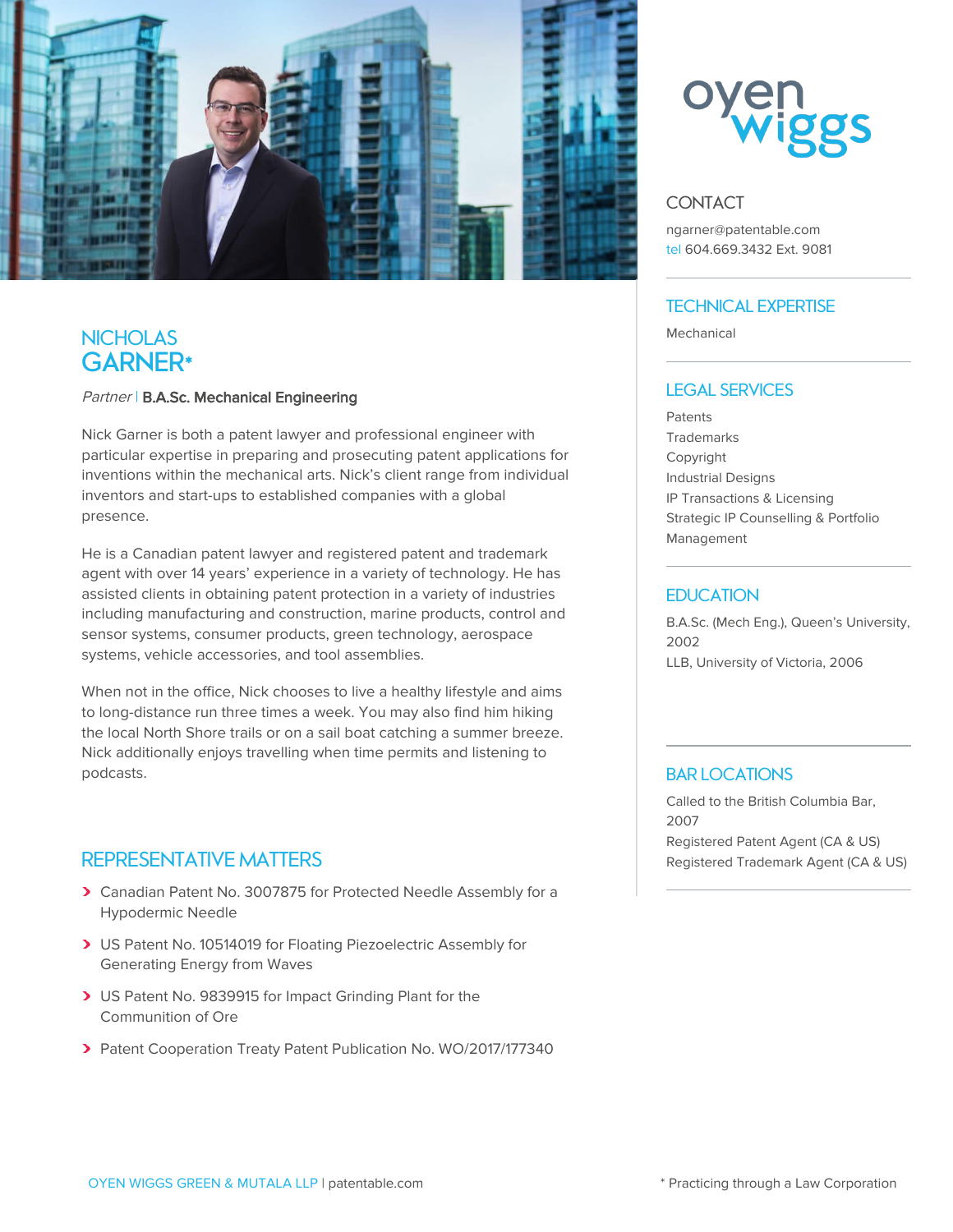oyen wiggs

# NICHOLAS GARNER*

*Partner* | **B.A.Sc. Mechanical Engineering**

Nick Garner is both a patent lawyer and professional engineer with particular expertise in preparing and prosecuting patent applications for inventions within the mechanical arts. Nick's client range from individual inventors and start-ups to established companies with a global presence.

He is a Canadian patent lawyer and registered patent and trademark agent with over 14 years' experience in a variety of technology. He has assisted clients in obtaining patent protection in a variety of industries including manufacturing and construction, marine products, control and sensor systems, consumer products, green technology, aerospace systems, vehicle accessories, and tool assemblies.

When not in the office, Nick chooses to live a healthy lifestyle and aims to long-distance run three times a week. You may also find him hiking the local North Shore trails or on a sail boat catching a summer breeze. Nick additionally enjoys travelling when time permits and listening to podcasts.

## REPRESENTATIVE MATTERS

- Canadian Patent No. 3007875 for Protected Needle Assembly for a Hypodermic Needle
- US Patent No. 10514019 for Floating Piezoelectric Assembly for Generating Energy from Waves
- US Patent No. 9839915 for Impact Grinding Plant for the Communition of Ore
- Patent Cooperation Treaty Patent Publication No. WO/2017/177340

## CONTACT

ngarner@patentable.com
tel 604.669.3432 Ext. 9081

## TECHNICAL EXPERTISE

Mechanical

## LEGAL SERVICES

Patents
Trademarks
Copyright
Industrial Designs
IP Transactions & Licensing
Strategic IP Counselling & Portfolio Management

## EDUCATION

B.A.Sc. (Mech Eng.), Queen's University, 2002
LLB, University of Victoria, 2006

## BAR LOCATIONS

Called to the British Columbia Bar, 2007
Registered Patent Agent (CA & US)
Registered Trademark Agent (CA & US)

OYEN WIGGS GREEN & MUTALA LLP | patentable.com

\* Practicing through a Law Corporation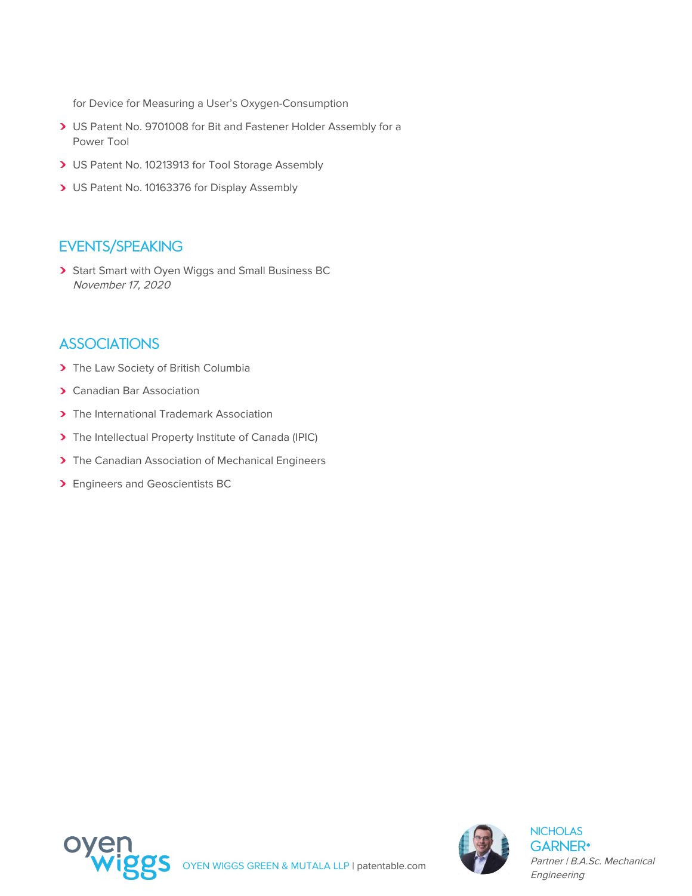for Device for Measuring a User's Oxygen-Consumption

- US Patent No. 9701008 for Bit and Fastener Holder Assembly for a Power Tool
- US Patent No. 10213913 for Tool Storage Assembly
- US Patent No. 10163376 for Display Assembly

## EVENTS/SPEAKING

- Start Smart with Oyen Wiggs and Small Business BC
  *November 17, 2020*

## ASSOCIATIONS

- The Law Society of British Columbia
- Canadian Bar Association
- The International Trademark Association
- The Intellectual Property Institute of Canada (IPIC)
- The Canadian Association of Mechanical Engineers
- Engineers and Geoscientists BC